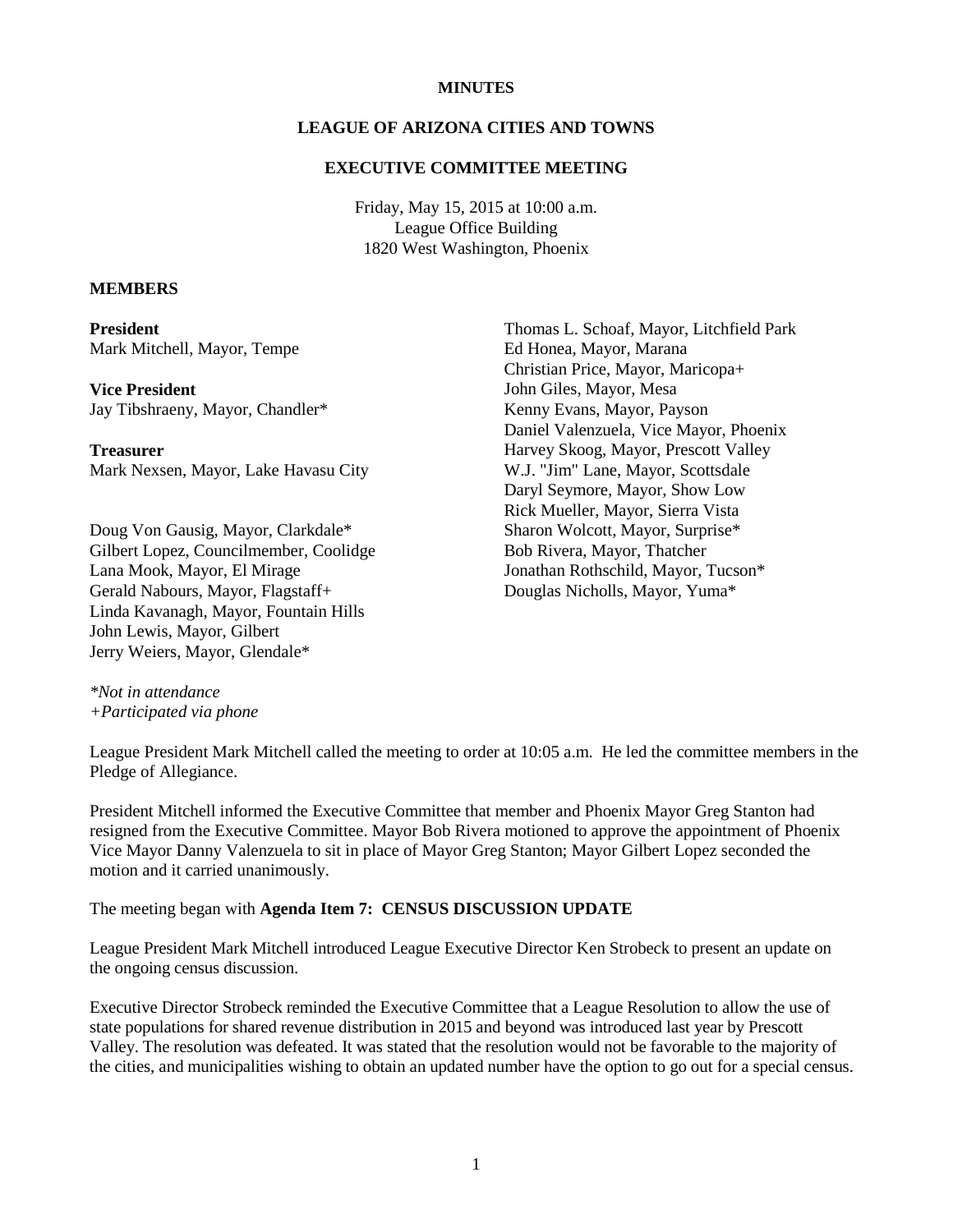**MINUTES**

**LEAGUE OF ARIZONA CITIES AND TOWNS**

**EXECUTIVE COMMITTEE MEETING**

Friday, May 15, 2015 at 10:00 a.m.
League Office Building
1820 West Washington, Phoenix

**MEMBERS**

**President**
Mark Mitchell, Mayor, Tempe

**Vice President**
Jay Tibshraeny, Mayor, Chandler*

**Treasurer**
Mark Nexsen, Mayor, Lake Havasu City

Doug Von Gausig, Mayor, Clarkdale*
Gilbert Lopez, Councilmember, Coolidge
Lana Mook, Mayor, El Mirage
Gerald Nabours, Mayor, Flagstaff+
Linda Kavanagh, Mayor, Fountain Hills
John Lewis, Mayor, Gilbert
Jerry Weiers, Mayor, Glendale*
Thomas L. Schoaf, Mayor, Litchfield Park
Ed Honea, Mayor, Marana
Christian Price, Mayor, Maricopa+
John Giles, Mayor, Mesa
Kenny Evans, Mayor, Payson
Daniel Valenzuela, Vice Mayor, Phoenix
Harvey Skoog, Mayor, Prescott Valley
W.J. "Jim" Lane, Mayor, Scottsdale
Daryl Seymore, Mayor, Show Low
Rick Mueller, Mayor, Sierra Vista
Sharon Wolcott, Mayor, Surprise*
Bob Rivera, Mayor, Thatcher
Jonathan Rothschild, Mayor, Tucson*
Douglas Nicholls, Mayor, Yuma*

*\*Not in attendance*
*+Participated via phone*

League President Mark Mitchell called the meeting to order at 10:05 a.m. He led the committee members in the Pledge of Allegiance.

President Mitchell informed the Executive Committee that member and Phoenix Mayor Greg Stanton had resigned from the Executive Committee. Mayor Bob Rivera motioned to approve the appointment of Phoenix Vice Mayor Danny Valenzuela to sit in place of Mayor Greg Stanton; Mayor Gilbert Lopez seconded the motion and it carried unanimously.

The meeting began with **Agenda Item 7: CENSUS DISCUSSION UPDATE**

League President Mark Mitchell introduced League Executive Director Ken Strobeck to present an update on the ongoing census discussion.

Executive Director Strobeck reminded the Executive Committee that a League Resolution to allow the use of state populations for shared revenue distribution in 2015 and beyond was introduced last year by Prescott Valley. The resolution was defeated. It was stated that the resolution would not be favorable to the majority of the cities, and municipalities wishing to obtain an updated number have the option to go out for a special census.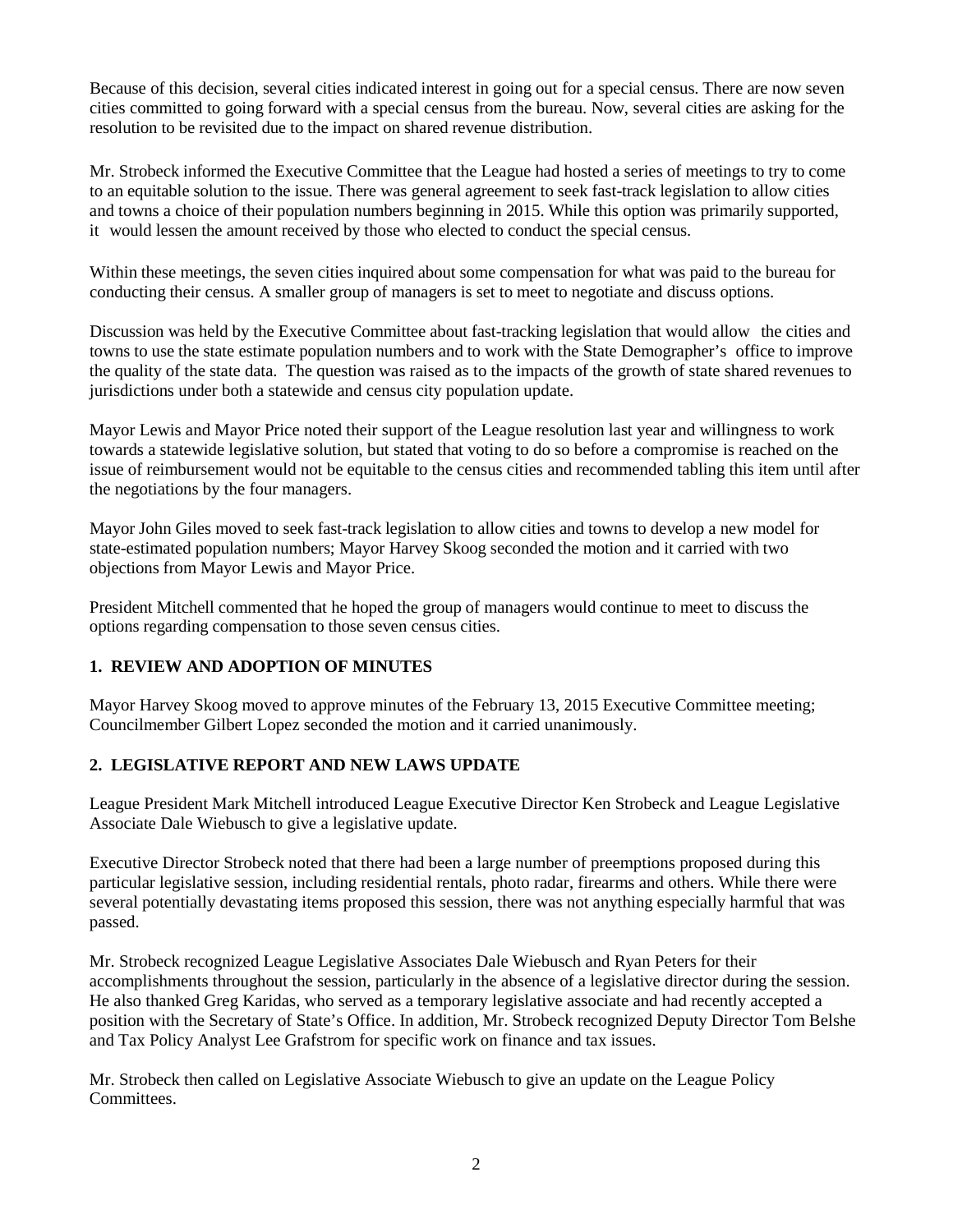Because of this decision, several cities indicated interest in going out for a special census. There are now seven cities committed to going forward with a special census from the bureau. Now, several cities are asking for the resolution to be revisited due to the impact on shared revenue distribution.

Mr. Strobeck informed the Executive Committee that the League had hosted a series of meetings to try to come to an equitable solution to the issue. There was general agreement to seek fast-track legislation to allow cities and towns a choice of their population numbers beginning in 2015. While this option was primarily supported, it would lessen the amount received by those who elected to conduct the special census.

Within these meetings, the seven cities inquired about some compensation for what was paid to the bureau for conducting their census. A smaller group of managers is set to meet to negotiate and discuss options.

Discussion was held by the Executive Committee about fast-tracking legislation that would allow the cities and towns to use the state estimate population numbers and to work with the State Demographer's office to improve the quality of the state data. The question was raised as to the impacts of the growth of state shared revenues to jurisdictions under both a statewide and census city population update.

Mayor Lewis and Mayor Price noted their support of the League resolution last year and willingness to work towards a statewide legislative solution, but stated that voting to do so before a compromise is reached on the issue of reimbursement would not be equitable to the census cities and recommended tabling this item until after the negotiations by the four managers.

Mayor John Giles moved to seek fast-track legislation to allow cities and towns to develop a new model for state-estimated population numbers; Mayor Harvey Skoog seconded the motion and it carried with two objections from Mayor Lewis and Mayor Price.

President Mitchell commented that he hoped the group of managers would continue to meet to discuss the options regarding compensation to those seven census cities.

## 1. REVIEW AND ADOPTION OF MINUTES

Mayor Harvey Skoog moved to approve minutes of the February 13, 2015 Executive Committee meeting; Councilmember Gilbert Lopez seconded the motion and it carried unanimously.

## 2. LEGISLATIVE REPORT AND NEW LAWS UPDATE

League President Mark Mitchell introduced League Executive Director Ken Strobeck and League Legislative Associate Dale Wiebusch to give a legislative update.

Executive Director Strobeck noted that there had been a large number of preemptions proposed during this particular legislative session, including residential rentals, photo radar, firearms and others. While there were several potentially devastating items proposed this session, there was not anything especially harmful that was passed.

Mr. Strobeck recognized League Legislative Associates Dale Wiebusch and Ryan Peters for their accomplishments throughout the session, particularly in the absence of a legislative director during the session. He also thanked Greg Karidas, who served as a temporary legislative associate and had recently accepted a position with the Secretary of State's Office. In addition, Mr. Strobeck recognized Deputy Director Tom Belshe and Tax Policy Analyst Lee Grafstrom for specific work on finance and tax issues.

Mr. Strobeck then called on Legislative Associate Wiebusch to give an update on the League Policy Committees.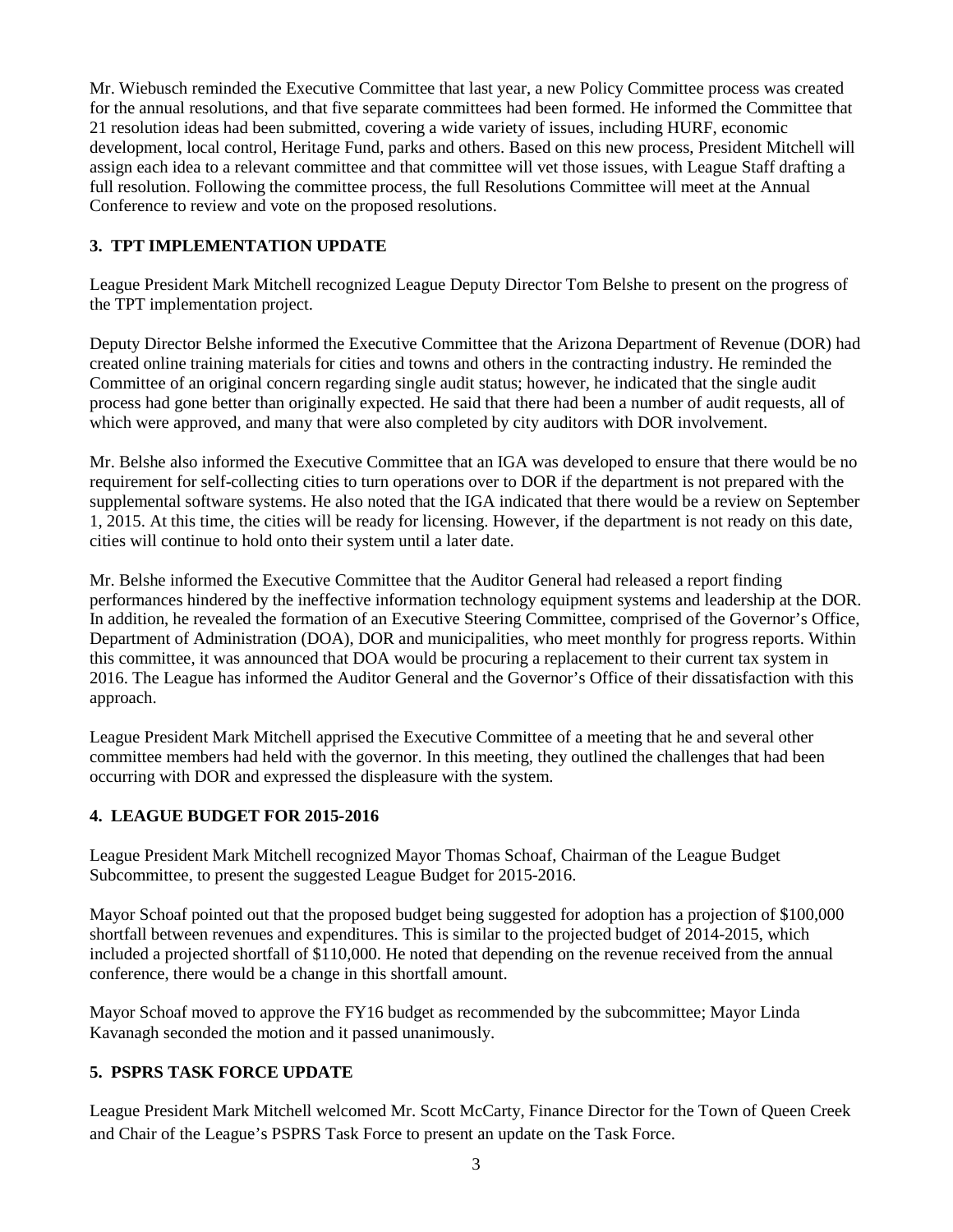Mr. Wiebusch reminded the Executive Committee that last year, a new Policy Committee process was created for the annual resolutions, and that five separate committees had been formed. He informed the Committee that 21 resolution ideas had been submitted, covering a wide variety of issues, including HURF, economic development, local control, Heritage Fund, parks and others. Based on this new process, President Mitchell will assign each idea to a relevant committee and that committee will vet those issues, with League Staff drafting a full resolution. Following the committee process, the full Resolutions Committee will meet at the Annual Conference to review and vote on the proposed resolutions.

**3. TPT IMPLEMENTATION UPDATE**

League President Mark Mitchell recognized League Deputy Director Tom Belshe to present on the progress of the TPT implementation project.

Deputy Director Belshe informed the Executive Committee that the Arizona Department of Revenue (DOR) had created online training materials for cities and towns and others in the contracting industry. He reminded the Committee of an original concern regarding single audit status; however, he indicated that the single audit process had gone better than originally expected. He said that there had been a number of audit requests, all of which were approved, and many that were also completed by city auditors with DOR involvement.

Mr. Belshe also informed the Executive Committee that an IGA was developed to ensure that there would be no requirement for self-collecting cities to turn operations over to DOR if the department is not prepared with the supplemental software systems. He also noted that the IGA indicated that there would be a review on September 1, 2015. At this time, the cities will be ready for licensing. However, if the department is not ready on this date, cities will continue to hold onto their system until a later date.

Mr. Belshe informed the Executive Committee that the Auditor General had released a report finding performances hindered by the ineffective information technology equipment systems and leadership at the DOR. In addition, he revealed the formation of an Executive Steering Committee, comprised of the Governor's Office, Department of Administration (DOA), DOR and municipalities, who meet monthly for progress reports. Within this committee, it was announced that DOA would be procuring a replacement to their current tax system in 2016. The League has informed the Auditor General and the Governor's Office of their dissatisfaction with this approach.

League President Mark Mitchell apprised the Executive Committee of a meeting that he and several other committee members had held with the governor. In this meeting, they outlined the challenges that had been occurring with DOR and expressed the displeasure with the system.

**4. LEAGUE BUDGET FOR 2015-2016**

League President Mark Mitchell recognized Mayor Thomas Schoaf, Chairman of the League Budget Subcommittee, to present the suggested League Budget for 2015-2016.

Mayor Schoaf pointed out that the proposed budget being suggested for adoption has a projection of $100,000 shortfall between revenues and expenditures. This is similar to the projected budget of 2014-2015, which included a projected shortfall of $110,000. He noted that depending on the revenue received from the annual conference, there would be a change in this shortfall amount.

Mayor Schoaf moved to approve the FY16 budget as recommended by the subcommittee; Mayor Linda Kavanagh seconded the motion and it passed unanimously.

**5. PSPRS TASK FORCE UPDATE**

League President Mark Mitchell welcomed Mr. Scott McCarty, Finance Director for the Town of Queen Creek and Chair of the League's PSPRS Task Force to present an update on the Task Force.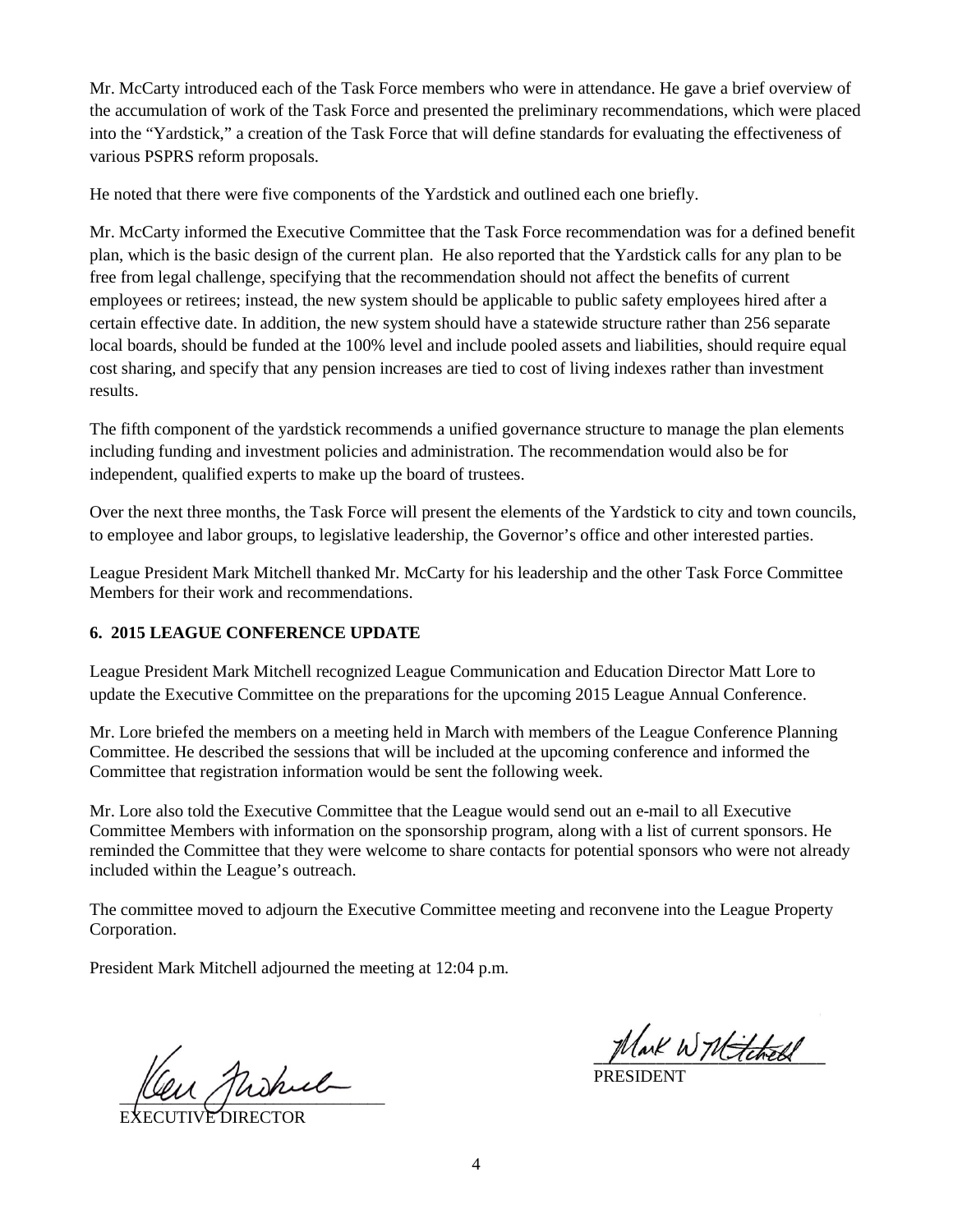Mr. McCarty introduced each of the Task Force members who were in attendance. He gave a brief overview of the accumulation of work of the Task Force and presented the preliminary recommendations, which were placed into the "Yardstick," a creation of the Task Force that will define standards for evaluating the effectiveness of various PSPRS reform proposals.

He noted that there were five components of the Yardstick and outlined each one briefly.

Mr. McCarty informed the Executive Committee that the Task Force recommendation was for a defined benefit plan, which is the basic design of the current plan. He also reported that the Yardstick calls for any plan to be free from legal challenge, specifying that the recommendation should not affect the benefits of current employees or retirees; instead, the new system should be applicable to public safety employees hired after a certain effective date. In addition, the new system should have a statewide structure rather than 256 separate local boards, should be funded at the 100% level and include pooled assets and liabilities, should require equal cost sharing, and specify that any pension increases are tied to cost of living indexes rather than investment results.

The fifth component of the yardstick recommends a unified governance structure to manage the plan elements including funding and investment policies and administration. The recommendation would also be for independent, qualified experts to make up the board of trustees.

Over the next three months, the Task Force will present the elements of the Yardstick to city and town councils, to employee and labor groups, to legislative leadership, the Governor's office and other interested parties.

League President Mark Mitchell thanked Mr. McCarty for his leadership and the other Task Force Committee Members for their work and recommendations.

**6. 2015 LEAGUE CONFERENCE UPDATE**

League President Mark Mitchell recognized League Communication and Education Director Matt Lore to update the Executive Committee on the preparations for the upcoming 2015 League Annual Conference.

Mr. Lore briefed the members on a meeting held in March with members of the League Conference Planning Committee. He described the sessions that will be included at the upcoming conference and informed the Committee that registration information would be sent the following week.

Mr. Lore also told the Executive Committee that the League would send out an e-mail to all Executive Committee Members with information on the sponsorship program, along with a list of current sponsors. He reminded the Committee that they were welcome to share contacts for potential sponsors who were not already included within the League's outreach.

The committee moved to adjourn the Executive Committee meeting and reconvene into the League Property Corporation.

President Mark Mitchell adjourned the meeting at 12:04 p.m.

EXECUTIVE DIRECTOR

PRESIDENT